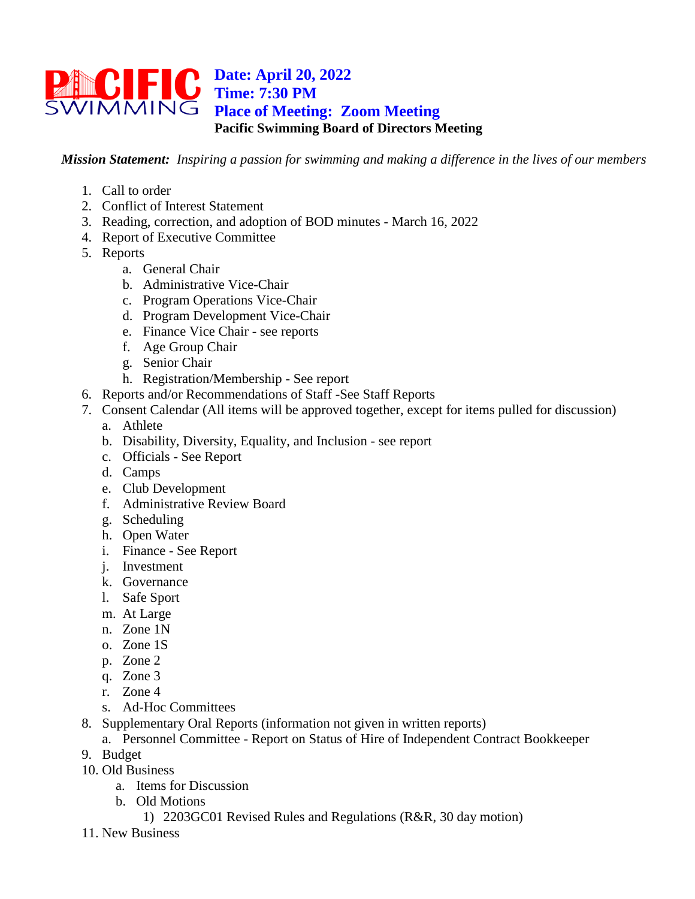**Date: April 20, 2022**
**Time: 7:30 PM**
**Place of Meeting: Zoom Meeting**
**Pacific Swimming Board of Directors Meeting**

***Mission Statement:*** *Inspiring a passion for swimming and making a difference in the lives of our members*

1. Call to order
2. Conflict of Interest Statement
3. Reading, correction, and adoption of BOD minutes - March 16, 2022
4. Report of Executive Committee
5. Reports
   a. General Chair
   b. Administrative Vice-Chair
   c. Program Operations Vice-Chair
   d. Program Development Vice-Chair
   e. Finance Vice Chair - see reports
   f. Age Group Chair
   g. Senior Chair
   h. Registration/Membership - See report
6. Reports and/or Recommendations of Staff -See Staff Reports
7. Consent Calendar (All items will be approved together, except for items pulled for discussion)
   a. Athlete
   b. Disability, Diversity, Equality, and Inclusion - see report
   c. Officials - See Report
   d. Camps
   e. Club Development
   f. Administrative Review Board
   g. Scheduling
   h. Open Water
   i. Finance - See Report
   j. Investment
   k. Governance
   l. Safe Sport
   m. At Large
   n. Zone 1N
   o. Zone 1S
   p. Zone 2
   q. Zone 3
   r. Zone 4
   s. Ad-Hoc Committees
8. Supplementary Oral Reports (information not given in written reports)
   a. Personnel Committee - Report on Status of Hire of Independent Contract Bookkeeper
9. Budget
10. Old Business
    a. Items for Discussion
    b. Old Motions
       1) 2203GC01 Revised Rules and Regulations (R&R, 30 day motion)
11. New Business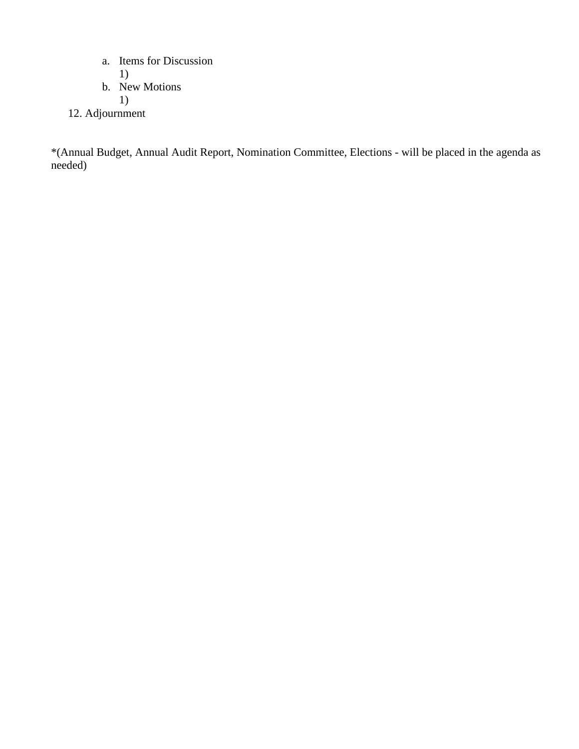a. Items for Discussion
      1)
   b. New Motions
      1)

12. Adjournment

*(Annual Budget, Annual Audit Report, Nomination Committee, Elections - will be placed in the agenda as needed)